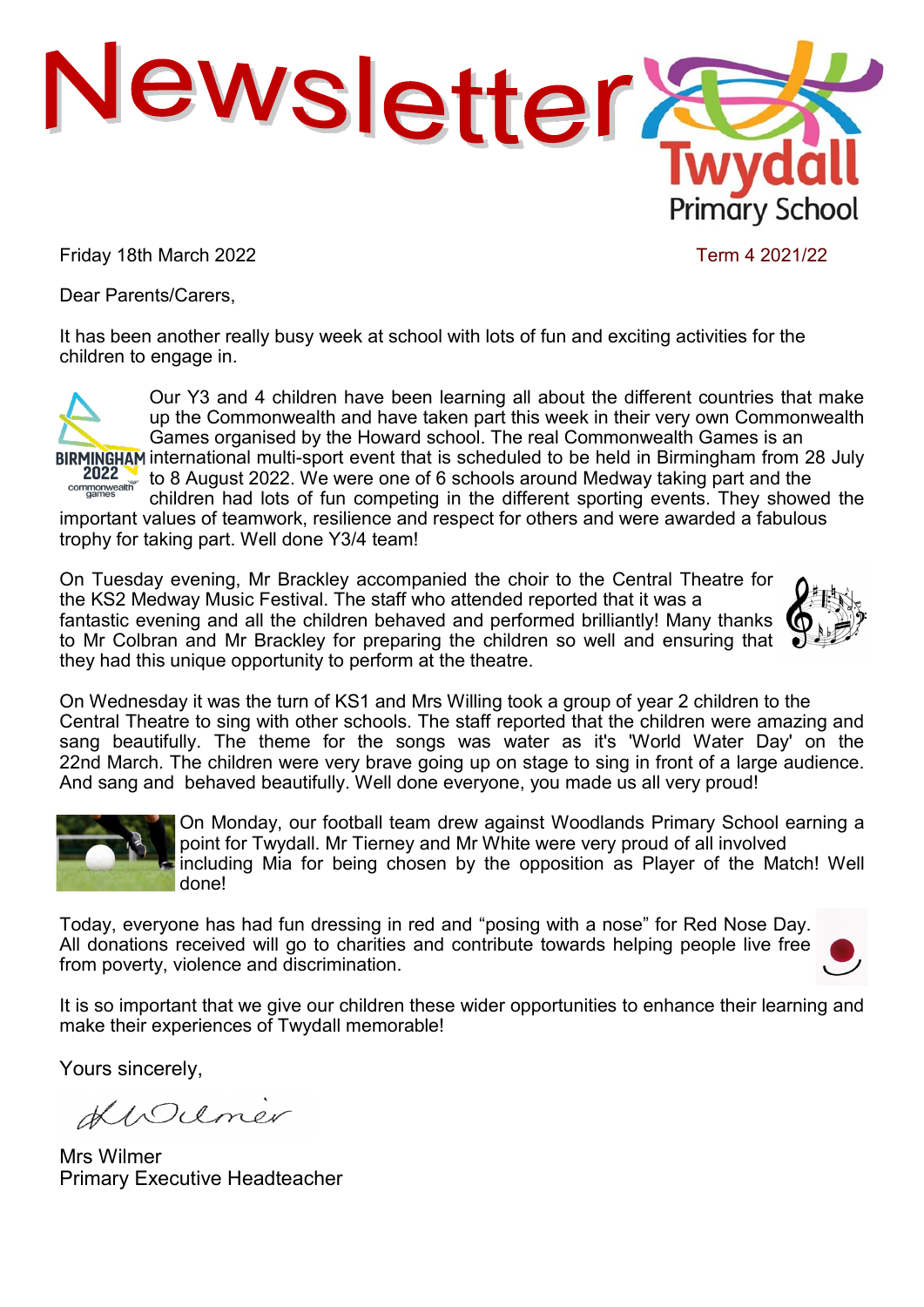# Newsletter

**Twydall Primary School**

Friday 18th March 2022 — Term 4 2021/22

Dear Parents/Carers,

It has been another really busy week at school with lots of fun and exciting activities for the children to engage in.

Our Y3 and 4 children have been learning all about the different countries that make up the Commonwealth and have taken part this week in their very own Commonwealth Games organised by the Howard school. The real Commonwealth Games is an international multi-sport event that is scheduled to be held in Birmingham from 28 July to 8 August 2022. We were one of 6 schools around Medway taking part and the children had lots of fun competing in the different sporting events. They showed the important values of teamwork, resilience and respect for others and were awarded a fabulous trophy for taking part. Well done Y3/4 team!

On Tuesday evening, Mr Brackley accompanied the choir to the Central Theatre for the KS2 Medway Music Festival. The staff who attended reported that it was a fantastic evening and all the children behaved and performed brilliantly! Many thanks to Mr Colbran and Mr Brackley for preparing the children so well and ensuring that they had this unique opportunity to perform at the theatre.

On Wednesday it was the turn of KS1 and Mrs Willing took a group of year 2 children to the Central Theatre to sing with other schools. The staff reported that the children were amazing and sang beautifully. The theme for the songs was water as it's 'World Water Day' on the 22nd March. The children were very brave going up on stage to sing in front of a large audience. And sang and behaved beautifully. Well done everyone, you made us all very proud!

On Monday, our football team drew against Woodlands Primary School earning a point for Twydall. Mr Tierney and Mr White were very proud of all involved including Mia for being chosen by the opposition as Player of the Match! Well done!

Today, everyone has had fun dressing in red and "posing with a nose" for Red Nose Day. All donations received will go to charities and contribute towards helping people live free from poverty, violence and discrimination.

It is so important that we give our children these wider opportunities to enhance their learning and make their experiences of Twydall memorable!

Yours sincerely,

Mrs Wilmer
Primary Executive Headteacher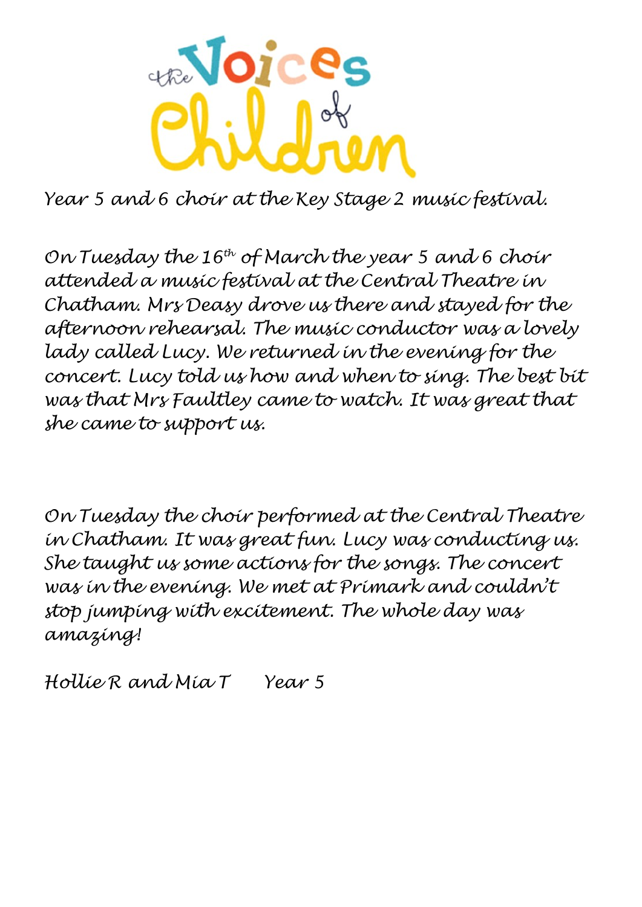# the Voices of Children

Year 5 and 6 choir at the Key Stage 2 music festival.

On Tuesday the 16th of March the year 5 and 6 choir attended a music festival at the Central Theatre in Chatham. Mrs Deasy drove us there and stayed for the afternoon rehearsal. The music conductor was a lovely lady called Lucy. We returned in the evening for the concert. Lucy told us how and when to sing. The best bit was that Mrs Faultley came to watch. It was great that she came to support us.

On Tuesday the choir performed at the Central Theatre in Chatham. It was great fun. Lucy was conducting us. She taught us some actions for the songs. The concert was in the evening. We met at Primark and couldn't stop jumping with excitement. The whole day was amazing!

Hollie R and Mia T  Year 5